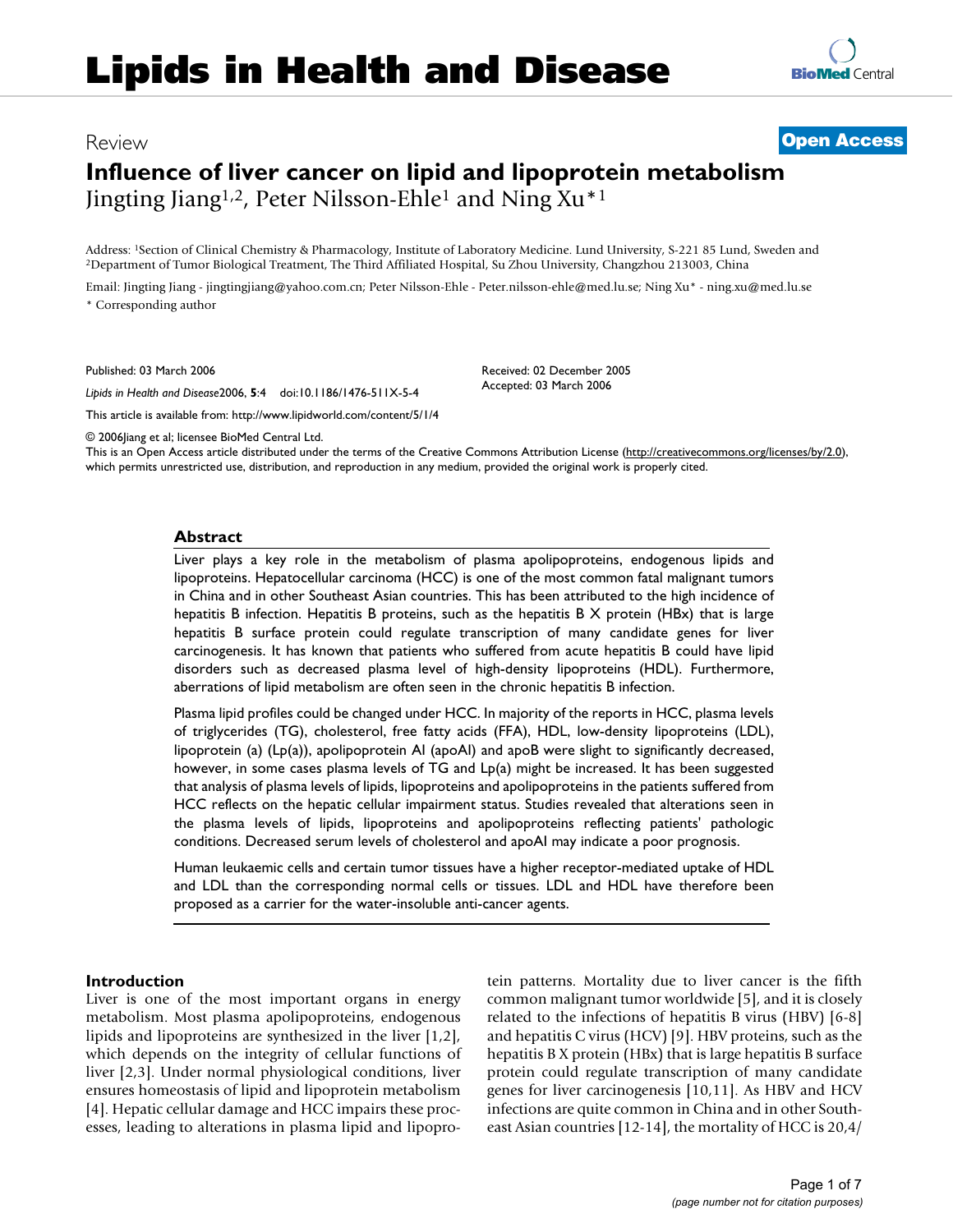# Lipids in Health and Disease

Review

**Open Access**

# Influence of liver cancer on lipid and lipoprotein metabolism

Jingting Jiang[1,2], Peter Nilsson-Ehle[1] and Ning Xu*[1]

Address: [1]Section of Clinical Chemistry & Pharmacology, Institute of Laboratory Medicine. Lund University, S-221 85 Lund, Sweden and [2]Department of Tumor Biological Treatment, The Third Affiliated Hospital, Su Zhou University, Changzhou 213003, China

Email: Jingting Jiang - jingtingjiang@yahoo.com.cn; Peter Nilsson-Ehle - Peter.nilsson-ehle@med.lu.se; Ning Xu* - ning.xu@med.lu.se

\* Corresponding author

Published: 03 March 2006

*Lipids in Health and Disease* 2006, **5**:4 doi:10.1186/1476-511X-5-4

This article is available from: http://www.lipidworld.com/content/5/1/4

Received: 02 December 2005
Accepted: 03 March 2006

© 2006Jiang et al; licensee BioMed Central Ltd.
This is an Open Access article distributed under the terms of the Creative Commons Attribution License (http://creativecommons.org/licenses/by/2.0), which permits unrestricted use, distribution, and reproduction in any medium, provided the original work is properly cited.

## Abstract

Liver plays a key role in the metabolism of plasma apolipoproteins, endogenous lipids and lipoproteins. Hepatocellular carcinoma (HCC) is one of the most common fatal malignant tumors in China and in other Southeast Asian countries. This has been attributed to the high incidence of hepatitis B infection. Hepatitis B proteins, such as the hepatitis B X protein (HBx) that is large hepatitis B surface protein could regulate transcription of many candidate genes for liver carcinogenesis. It has known that patients who suffered from acute hepatitis B could have lipid disorders such as decreased plasma level of high-density lipoproteins (HDL). Furthermore, aberrations of lipid metabolism are often seen in the chronic hepatitis B infection.

Plasma lipid profiles could be changed under HCC. In majority of the reports in HCC, plasma levels of triglycerides (TG), cholesterol, free fatty acids (FFA), HDL, low-density lipoproteins (LDL), lipoprotein (a) (Lp(a)), apolipoprotein AI (apoAI) and apoB were slight to significantly decreased, however, in some cases plasma levels of TG and Lp(a) might be increased. It has been suggested that analysis of plasma levels of lipids, lipoproteins and apolipoproteins in the patients suffered from HCC reflects on the hepatic cellular impairment status. Studies revealed that alterations seen in the plasma levels of lipids, lipoproteins and apolipoproteins reflecting patients' pathologic conditions. Decreased serum levels of cholesterol and apoAI may indicate a poor prognosis.

Human leukaemic cells and certain tumor tissues have a higher receptor-mediated uptake of HDL and LDL than the corresponding normal cells or tissues. LDL and HDL have therefore been proposed as a carrier for the water-insoluble anti-cancer agents.

## Introduction

Liver is one of the most important organs in energy metabolism. Most plasma apolipoproteins, endogenous lipids and lipoproteins are synthesized in the liver [1,2], which depends on the integrity of cellular functions of liver [2,3]. Under normal physiological conditions, liver ensures homeostasis of lipid and lipoprotein metabolism [4]. Hepatic cellular damage and HCC impairs these processes, leading to alterations in plasma lipid and lipoprotein patterns. Mortality due to liver cancer is the fifth common malignant tumor worldwide [5], and it is closely related to the infections of hepatitis B virus (HBV) [6-8] and hepatitis C virus (HCV) [9]. HBV proteins, such as the hepatitis B X protein (HBx) that is large hepatitis B surface protein could regulate transcription of many candidate genes for liver carcinogenesis [10,11]. As HBV and HCV infections are quite common in China and in other Southeast Asian countries [12-14], the mortality of HCC is 20,4/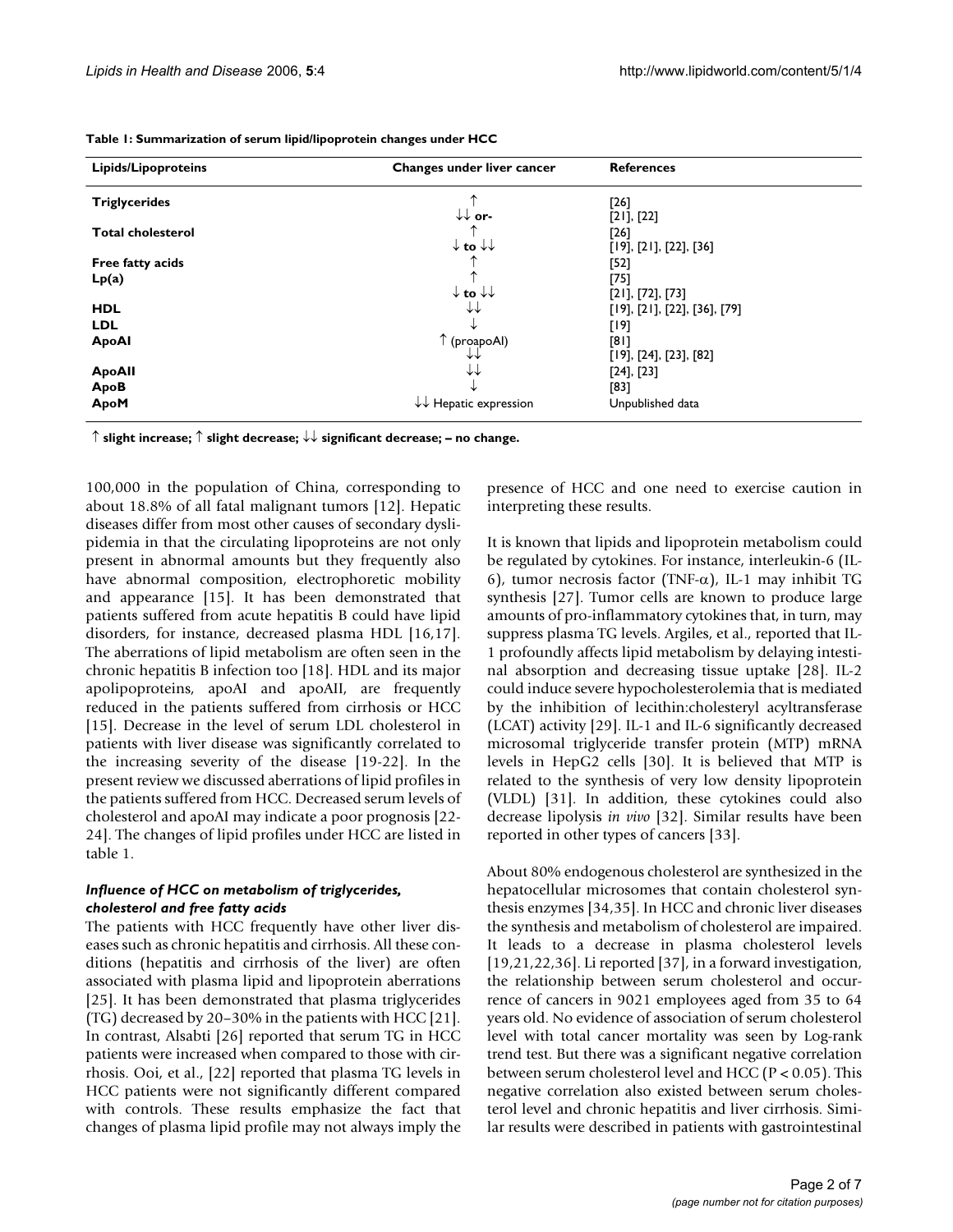**Table 1: Summarization of serum lipid/lipoprotein changes under HCC**

| Lipids/Lipoproteins | Changes under liver cancer | References |
| --- | --- | --- |
| **Triglycerides** | ↑ | [26] |
| | ↓↓ or- | [21], [22] |
| **Total cholesterol** | ↑ | [26] |
| | ↓ to ↓↓ | [19], [21], [22], [36] |
| **Free fatty acids** | ↑ | [52] |
| **Lp(a)** | ↑ | [75] |
| | ↓ to ↓↓ | [21], [72], [73] |
| **HDL** | ↓↓ | [19], [21], [22], [36], [79] |
| **LDL** | ↓ | [19] |
| **ApoAI** | ↑ (proapoAI) | [81] |
| | ↓↓ | [19], [24], [23], [82] |
| **ApoAII** | ↓↓ | [24], [23] |
| **ApoB** | ↓ | [83] |
| **ApoM** | ↓↓ Hepatic expression | Unpublished data |

**↑ slight increase; ↑ slight decrease; ↓↓ significant decrease; – no change.**

100,000 in the population of China, corresponding to about 18.8% of all fatal malignant tumors [12]. Hepatic diseases differ from most other causes of secondary dyslipidemia in that the circulating lipoproteins are not only present in abnormal amounts but they frequently also have abnormal composition, electrophoretic mobility and appearance [15]. It has been demonstrated that patients suffered from acute hepatitis B could have lipid disorders, for instance, decreased plasma HDL [16,17]. The aberrations of lipid metabolism are often seen in the chronic hepatitis B infection too [18]. HDL and its major apolipoproteins, apoAI and apoAII, are frequently reduced in the patients suffered from cirrhosis or HCC [15]. Decrease in the level of serum LDL cholesterol in patients with liver disease was significantly correlated to the increasing severity of the disease [19-22]. In the present review we discussed aberrations of lipid profiles in the patients suffered from HCC. Decreased serum levels of cholesterol and apoAI may indicate a poor prognosis [22-24]. The changes of lipid profiles under HCC are listed in table 1.

### *Influence of HCC on metabolism of triglycerides, cholesterol and free fatty acids*

The patients with HCC frequently have other liver diseases such as chronic hepatitis and cirrhosis. All these conditions (hepatitis and cirrhosis of the liver) are often associated with plasma lipid and lipoprotein aberrations [25]. It has been demonstrated that plasma triglycerides (TG) decreased by 20–30% in the patients with HCC [21]. In contrast, Alsabti [26] reported that serum TG in HCC patients were increased when compared to those with cirrhosis. Ooi, et al., [22] reported that plasma TG levels in HCC patients were not significantly different compared with controls. These results emphasize the fact that changes of plasma lipid profile may not always imply the presence of HCC and one need to exercise caution in interpreting these results.

It is known that lipids and lipoprotein metabolism could be regulated by cytokines. For instance, interleukin-6 (IL-6), tumor necrosis factor (TNF-$\alpha$), IL-1 may inhibit TG synthesis [27]. Tumor cells are known to produce large amounts of pro-inflammatory cytokines that, in turn, may suppress plasma TG levels. Argiles, et al., reported that IL-1 profoundly affects lipid metabolism by delaying intestinal absorption and decreasing tissue uptake [28]. IL-2 could induce severe hypocholesterolemia that is mediated by the inhibition of lecithin:cholesteryl acyltransferase (LCAT) activity [29]. IL-1 and IL-6 significantly decreased microsomal triglyceride transfer protein (MTP) mRNA levels in HepG2 cells [30]. It is believed that MTP is related to the synthesis of very low density lipoprotein (VLDL) [31]. In addition, these cytokines could also decrease lipolysis *in vivo* [32]. Similar results have been reported in other types of cancers [33].

About 80% endogenous cholesterol are synthesized in the hepatocellular microsomes that contain cholesterol synthesis enzymes [34,35]. In HCC and chronic liver diseases the synthesis and metabolism of cholesterol are impaired. It leads to a decrease in plasma cholesterol levels [19,21,22,36]. Li reported [37], in a forward investigation, the relationship between serum cholesterol and occurrence of cancers in 9021 employees aged from 35 to 64 years old. No evidence of association of serum cholesterol level with total cancer mortality was seen by Log-rank trend test. But there was a significant negative correlation between serum cholesterol level and HCC ($P < 0.05$). This negative correlation also existed between serum cholesterol level and chronic hepatitis and liver cirrhosis. Similar results were described in patients with gastrointestinal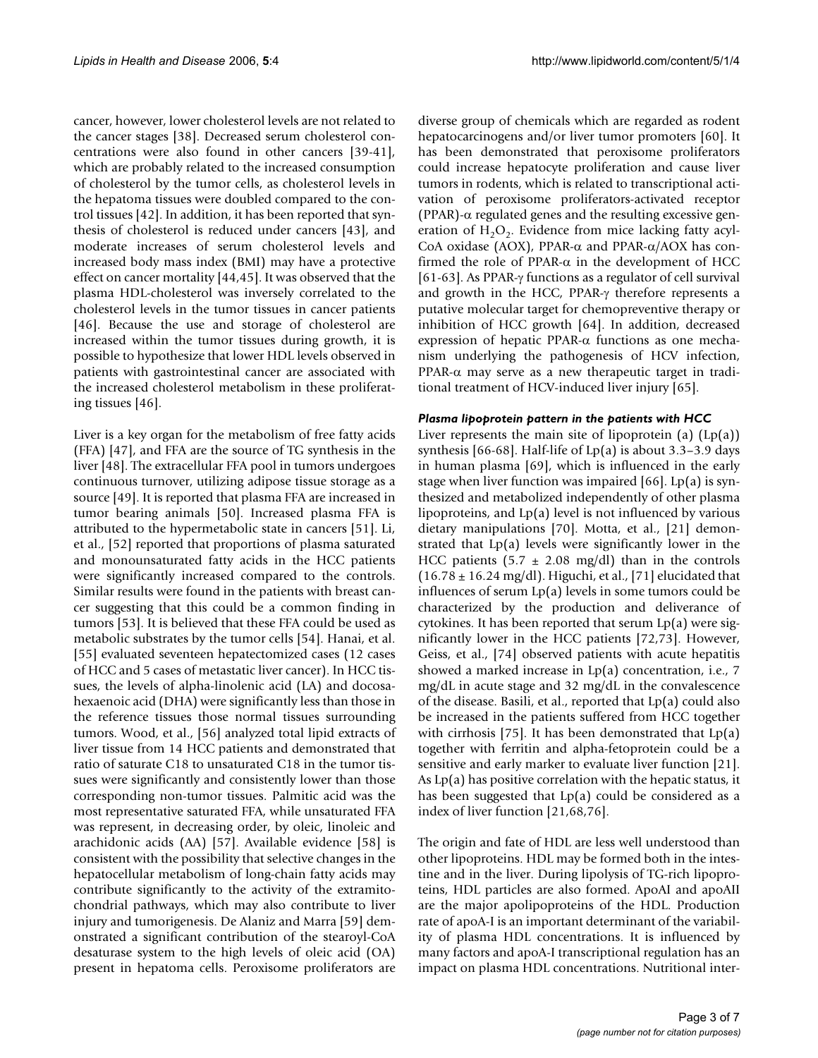cancer, however, lower cholesterol levels are not related to the cancer stages [38]. Decreased serum cholesterol concentrations were also found in other cancers [39-41], which are probably related to the increased consumption of cholesterol by the tumor cells, as cholesterol levels in the hepatoma tissues were doubled compared to the control tissues [42]. In addition, it has been reported that synthesis of cholesterol is reduced under cancers [43], and moderate increases of serum cholesterol levels and increased body mass index (BMI) may have a protective effect on cancer mortality [44,45]. It was observed that the plasma HDL-cholesterol was inversely correlated to the cholesterol levels in the tumor tissues in cancer patients [46]. Because the use and storage of cholesterol are increased within the tumor tissues during growth, it is possible to hypothesize that lower HDL levels observed in patients with gastrointestinal cancer are associated with the increased cholesterol metabolism in these proliferating tissues [46].

Liver is a key organ for the metabolism of free fatty acids (FFA) [47], and FFA are the source of TG synthesis in the liver [48]. The extracellular FFA pool in tumors undergoes continuous turnover, utilizing adipose tissue storage as a source [49]. It is reported that plasma FFA are increased in tumor bearing animals [50]. Increased plasma FFA is attributed to the hypermetabolic state in cancers [51]. Li, et al., [52] reported that proportions of plasma saturated and monounsaturated fatty acids in the HCC patients were significantly increased compared to the controls. Similar results were found in the patients with breast cancer suggesting that this could be a common finding in tumors [53]. It is believed that these FFA could be used as metabolic substrates by the tumor cells [54]. Hanai, et al. [55] evaluated seventeen hepatectomized cases (12 cases of HCC and 5 cases of metastatic liver cancer). In HCC tissues, the levels of alpha-linolenic acid (LA) and docosahexaenoic acid (DHA) were significantly less than those in the reference tissues those normal tissues surrounding tumors. Wood, et al., [56] analyzed total lipid extracts of liver tissue from 14 HCC patients and demonstrated that ratio of saturate C18 to unsaturated C18 in the tumor tissues were significantly and consistently lower than those corresponding non-tumor tissues. Palmitic acid was the most representative saturated FFA, while unsaturated FFA was represent, in decreasing order, by oleic, linoleic and arachidonic acids (AA) [57]. Available evidence [58] is consistent with the possibility that selective changes in the hepatocellular metabolism of long-chain fatty acids may contribute significantly to the activity of the extramitochondrial pathways, which may also contribute to liver injury and tumorigenesis. De Alaniz and Marra [59] demonstrated a significant contribution of the stearoyl-CoA desaturase system to the high levels of oleic acid (OA) present in hepatoma cells. Peroxisome proliferators are diverse group of chemicals which are regarded as rodent hepatocarcinogens and/or liver tumor promoters [60]. It has been demonstrated that peroxisome proliferators could increase hepatocyte proliferation and cause liver tumors in rodents, which is related to transcriptional activation of peroxisome proliferators-activated receptor (PPAR)-α regulated genes and the resulting excessive generation of $H_2O_2$. Evidence from mice lacking fatty acyl-CoA oxidase (AOX), PPAR-α and PPAR-α/AOX has confirmed the role of PPAR-α in the development of HCC [61-63]. As PPAR-γ functions as a regulator of cell survival and growth in the HCC, PPAR-γ therefore represents a putative molecular target for chemopreventive therapy or inhibition of HCC growth [64]. In addition, decreased expression of hepatic PPAR-α functions as one mechanism underlying the pathogenesis of HCV infection, PPAR-α may serve as a new therapeutic target in traditional treatment of HCV-induced liver injury [65].

### *Plasma lipoprotein pattern in the patients with HCC*

Liver represents the main site of lipoprotein (a) (Lp(a)) synthesis [66-68]. Half-life of Lp(a) is about 3.3–3.9 days in human plasma [69], which is influenced in the early stage when liver function was impaired [66]. Lp(a) is synthesized and metabolized independently of other plasma lipoproteins, and Lp(a) level is not influenced by various dietary manipulations [70]. Motta, et al., [21] demonstrated that Lp(a) levels were significantly lower in the HCC patients (5.7 ± 2.08 mg/dl) than in the controls (16.78 ± 16.24 mg/dl). Higuchi, et al., [71] elucidated that influences of serum Lp(a) levels in some tumors could be characterized by the production and deliverance of cytokines. It has been reported that serum Lp(a) were significantly lower in the HCC patients [72,73]. However, Geiss, et al., [74] observed patients with acute hepatitis showed a marked increase in Lp(a) concentration, i.e., 7 mg/dL in acute stage and 32 mg/dL in the convalescence of the disease. Basili, et al., reported that Lp(a) could also be increased in the patients suffered from HCC together with cirrhosis [75]. It has been demonstrated that Lp(a) together with ferritin and alpha-fetoprotein could be a sensitive and early marker to evaluate liver function [21]. As Lp(a) has positive correlation with the hepatic status, it has been suggested that Lp(a) could be considered as a index of liver function [21,68,76].

The origin and fate of HDL are less well understood than other lipoproteins. HDL may be formed both in the intestine and in the liver. During lipolysis of TG-rich lipoproteins, HDL particles are also formed. ApoAI and apoAII are the major apolipoproteins of the HDL. Production rate of apoA-I is an important determinant of the variability of plasma HDL concentrations. It is influenced by many factors and apoA-I transcriptional regulation has an impact on plasma HDL concentrations. Nutritional inter-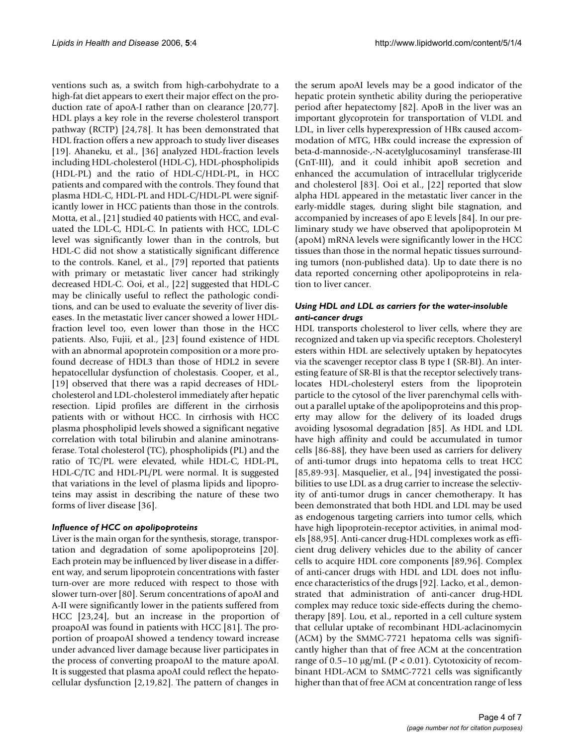ventions such as, a switch from high-carbohydrate to a high-fat diet appears to exert their major effect on the production rate of apoA-I rather than on clearance [20,77]. HDL plays a key role in the reverse cholesterol transport pathway (RCTP) [24,78]. It has been demonstrated that HDL fraction offers a new approach to study liver diseases [19]. Ahaneku, et al., [36] analyzed HDL-fraction levels including HDL-cholesterol (HDL-C), HDL-phospholipids (HDL-PL) and the ratio of HDL-C/HDL-PL, in HCC patients and compared with the controls. They found that plasma HDL-C, HDL-PL and HDL-C/HDL-PL were significantly lower in HCC patients than those in the controls. Motta, et al., [21] studied 40 patients with HCC, and evaluated the LDL-C, HDL-C. In patients with HCC, LDL-C level was significantly lower than in the controls, but HDL-C did not show a statistically significant difference to the controls. Kanel, et al., [79] reported that patients with primary or metastatic liver cancer had strikingly decreased HDL-C. Ooi, et al., [22] suggested that HDL-C may be clinically useful to reflect the pathologic conditions, and can be used to evaluate the severity of liver diseases. In the metastatic liver cancer showed a lower HDL-fraction level too, even lower than those in the HCC patients. Also, Fujii, et al., [23] found existence of HDL with an abnormal apoprotein composition or a more profound decrease of HDL3 than those of HDL2 in severe hepatocellular dysfunction of cholestasis. Cooper, et al., [19] observed that there was a rapid decreases of HDL-cholesterol and LDL-cholesterol immediately after hepatic resection. Lipid profiles are different in the cirrhosis patients with or without HCC. In cirrhosis with HCC plasma phospholipid levels showed a significant negative correlation with total bilirubin and alanine aminotransferase. Total cholesterol (TC), phospholipids (PL) and the ratio of TC/PL were elevated, while HDL-C, HDL-PL, HDL-C/TC and HDL-PL/PL were normal. It is suggested that variations in the level of plasma lipids and lipoproteins may assist in describing the nature of these two forms of liver disease [36].

### *Influence of HCC on apolipoproteins*

Liver is the main organ for the synthesis, storage, transportation and degradation of some apolipoproteins [20]. Each protein may be influenced by liver disease in a different way, and serum lipoprotein concentrations with faster turn-over are more reduced with respect to those with slower turn-over [80]. Serum concentrations of apoAI and A-II were significantly lower in the patients suffered from HCC [23,24], but an increase in the proportion of proapoAI was found in patients with HCC [81]. The proportion of proapoAI showed a tendency toward increase under advanced liver damage because liver participates in the process of converting proapoAI to the mature apoAI. It is suggested that plasma apoAI could reflect the hepatocellular dysfunction [2,19,82]. The pattern of changes in the serum apoAI levels may be a good indicator of the hepatic protein synthetic ability during the perioperative period after hepatectomy [82]. ApoB in the liver was an important glycoprotein for transportation of VLDL and LDL, in liver cells hyperexpression of HBx caused accommodation of MTG, HBx could increase the expression of beta-d-mannoside-,-N-acetylglucosaminyl transferase-III (GnT-III), and it could inhibit apoB secretion and enhanced the accumulation of intracellular triglyceride and cholesterol [83]. Ooi et al., [22] reported that slow alpha HDL appeared in the metastatic liver cancer in the early-middle stages, during slight bile stagnation, and accompanied by increases of apo E levels [84]. In our preliminary study we have observed that apolipoprotein M (apoM) mRNA levels were significantly lower in the HCC tissues than those in the normal hepatic tissues surrounding tumors (non-published data). Up to date there is no data reported concerning other apolipoproteins in relation to liver cancer.

### *Using HDL and LDL as carriers for the water-insoluble anti-cancer drugs*

HDL transports cholesterol to liver cells, where they are recognized and taken up via specific receptors. Cholesteryl esters within HDL are selectively uptaken by hepatocytes via the scavenger receptor class B type I (SR-BI). An interesting feature of SR-BI is that the receptor selectively translocates HDL-cholesteryl esters from the lipoprotein particle to the cytosol of the liver parenchymal cells without a parallel uptake of the apolipoproteins and this property may allow for the delivery of its loaded drugs avoiding lysosomal degradation [85]. As HDL and LDL have high affinity and could be accumulated in tumor cells [86-88], they have been used as carriers for delivery of anti-tumor drugs into hepatoma cells to treat HCC [85,89-93]. Masquelier, et al., [94] investigated the possibilities to use LDL as a drug carrier to increase the selectivity of anti-tumor drugs in cancer chemotherapy. It has been demonstrated that both HDL and LDL may be used as endogenous targeting carriers into tumor cells, which have high lipoprotein-receptor activities, in animal models [88,95]. Anti-cancer drug-HDL complexes work as efficient drug delivery vehicles due to the ability of cancer cells to acquire HDL core components [89,96]. Complex of anti-cancer drugs with HDL and LDL does not influence characteristics of the drugs [92]. Lacko, et al., demonstrated that administration of anti-cancer drug-HDL complex may reduce toxic side-effects during the chemotherapy [89]. Lou, et al., reported in a cell culture system that cellular uptake of recombinant HDL-aclacinomycin (ACM) by the SMMC-7721 hepatoma cells was significantly higher than that of free ACM at the concentration range of 0.5–10 μg/mL ($P < 0.01$). Cytotoxicity of recombinant HDL-ACM to SMMC-7721 cells was significantly higher than that of free ACM at concentration range of less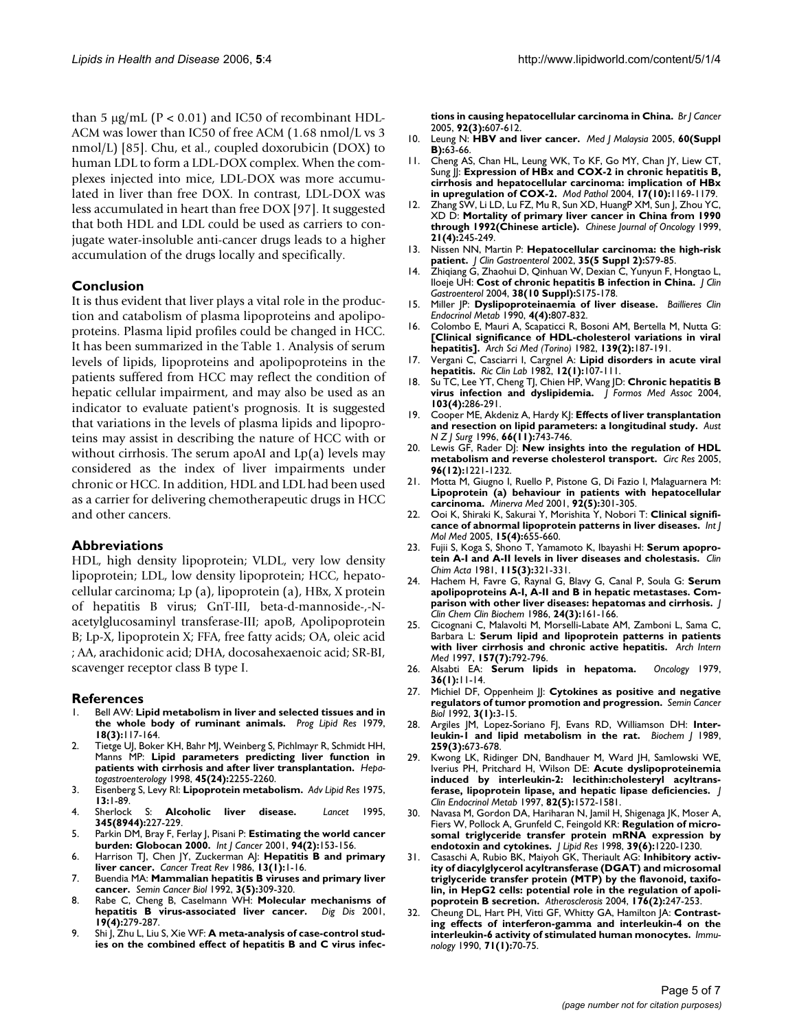than 5 μg/mL ($P < 0.01$) and IC50 of recombinant HDL-ACM was lower than IC50 of free ACM (1.68 nmol/L vs 3 nmol/L) [85]. Chu, et al., coupled doxorubicin (DOX) to human LDL to form a LDL-DOX complex. When the complexes injected into mice, LDL-DOX was more accumulated in liver than free DOX. In contrast, LDL-DOX was less accumulated in heart than free DOX [97]. It suggested that both HDL and LDL could be used as carriers to conjugate water-insoluble anti-cancer drugs leads to a higher accumulation of the drugs locally and specifically.

## Conclusion

It is thus evident that liver plays a vital role in the production and catabolism of plasma lipoproteins and apolipoproteins. Plasma lipid profiles could be changed in HCC. It has been summarized in the Table 1. Analysis of serum levels of lipids, lipoproteins and apolipoproteins in the patients suffered from HCC may reflect the condition of hepatic cellular impairment, and may also be used as an indicator to evaluate patient's prognosis. It is suggested that variations in the levels of plasma lipids and lipoproteins may assist in describing the nature of HCC with or without cirrhosis. The serum apoAI and Lp(a) levels may considered as the index of liver impairments under chronic or HCC. In addition, HDL and LDL had been used as a carrier for delivering chemotherapeutic drugs in HCC and other cancers.

## Abbreviations

HDL, high density lipoprotein; VLDL, very low density lipoprotein; LDL, low density lipoprotein; HCC, hepatocellular carcinoma; Lp (a), lipoprotein (a), HBx, X protein of hepatitis B virus; GnT-III, beta-d-mannoside-,-N-acetylglucosaminyl transferase-III; apoB, Apolipoprotein B; Lp-X, lipoprotein X; FFA, free fatty acids; OA, oleic acid ; AA, arachidonic acid; DHA, docosahexaenoic acid; SR-BI, scavenger receptor class B type I.

## References

1. Bell AW: **Lipid metabolism in liver and selected tissues and in the whole body of ruminant animals.** *Prog Lipid Res* 1979, **18(3):**117-164.
2. Tietge UJ, Boker KH, Bahr MJ, Weinberg S, Pichlmayr R, Schmidt HH, Manns MP: **Lipid parameters predicting liver function in patients with cirrhosis and after liver transplantation.** *Hepatogastroenterology* 1998, **45(24):**2255-2260.
3. Eisenberg S, Levy RI: **Lipoprotein metabolism.** *Adv Lipid Res* 1975, **13:**1-89.
4. Sherlock S: **Alcoholic liver disease.** *Lancet* 1995, **345(8944):**227-229.
5. Parkin DM, Bray F, Ferlay J, Pisani P: **Estimating the world cancer burden: Globocan 2000.** *Int J Cancer* 2001, **94(2):**153-156.
6. Harrison TJ, Chen JY, Zuckerman AJ: **Hepatitis B and primary liver cancer.** *Cancer Treat Rev* 1986, **13(1):**1-16.
7. Buendia MA: **Mammalian hepatitis B viruses and primary liver cancer.** *Semin Cancer Biol* 1992, **3(5):**309-320.
8. Rabe C, Cheng B, Caselmann WH: **Molecular mechanisms of hepatitis B virus-associated liver cancer.** *Dig Dis* 2001, **19(4):**279-287.
9. Shi J, Zhu L, Liu S, Xie WF: **A meta-analysis of case-control studies on the combined effect of hepatitis B and C virus infections in causing hepatocellular carcinoma in China.** *Br J Cancer* 2005, **92(3):**607-612.
10. Leung N: **HBV and liver cancer.** *Med J Malaysia* 2005, **60(Suppl B):**63-66.
11. Cheng AS, Chan HL, Leung WK, To KF, Go MY, Chan JY, Liew CT, Sung JJ: **Expression of HBx and COX-2 in chronic hepatitis B, cirrhosis and hepatocellular carcinoma: implication of HBx in upregulation of COX-2.** *Mod Pathol* 2004, **17(10):**1169-1179.
12. Zhang SW, Li LD, Lu FZ, Mu R, Sun XD, HuangP XM, Sun J, Zhou YC, XD D: **Mortality of primary liver cancer in China from 1990 through 1992(Chinese article).** *Chinese Journal of Oncology* 1999, **21(4):**245-249.
13. Nissen NN, Martin P: **Hepatocellular carcinoma: the high-risk patient.** *J Clin Gastroenterol* 2002, **35(5 Suppl 2):**S79-85.
14. Zhiqiang G, Zhaohui D, Qinhuan W, Dexian C, Yunyun F, Hongtao L, Iloeje UH: **Cost of chronic hepatitis B infection in China.** *J Clin Gastroenterol* 2004, **38(10 Suppl):**S175-178.
15. Miller JP: **Dyslipoproteinaemia of liver disease.** *Baillieres Clin Endocrinol Metab* 1990, **4(4):**807-832.
16. Colombo E, Mauri A, Scapaticci R, Bosoni AM, Bertella M, Nutta G: **[Clinical significance of HDL-cholesterol variations in viral hepatitis].** *Arch Sci Med (Torino)* 1982, **139(2):**187-191.
17. Vergani C, Casciarri I, Cargnel A: **Lipid disorders in acute viral hepatitis.** *Ric Clin Lab* 1982, **12(1):**107-111.
18. Su TC, Lee YT, Cheng TJ, Chien HP, Wang JD: **Chronic hepatitis B virus infection and dyslipidemia.** *J Formos Med Assoc* 2004, **103(4):**286-291.
19. Cooper ME, Akdeniz A, Hardy KJ: **Effects of liver transplantation and resection on lipid parameters: a longitudinal study.** *Aust N Z J Surg* 1996, **66(11):**743-746.
20. Lewis GF, Rader DJ: **New insights into the regulation of HDL metabolism and reverse cholesterol transport.** *Circ Res* 2005, **96(12):**1221-1232.
21. Motta M, Giugno I, Ruello P, Pistone G, Di Fazio I, Malaguarnera M: **Lipoprotein (a) behaviour in patients with hepatocellular carcinoma.** *Minerva Med* 2001, **92(5):**301-305.
22. Ooi K, Shiraki K, Sakurai Y, Morishita Y, Nobori T: **Clinical significance of abnormal lipoprotein patterns in liver diseases.** *Int J Mol Med* 2005, **15(4):**655-660.
23. Fujii S, Koga S, Shono T, Yamamoto K, Ibayashi H: **Serum apoprotein A-I and A-II levels in liver diseases and cholestasis.** *Clin Chim Acta* 1981, **115(3):**321-331.
24. Hachem H, Favre G, Raynal G, Blavy G, Canal P, Soula G: **Serum apolipoproteins A-I, A-II and B in hepatic metastases. Comparison with other liver diseases: hepatomas and cirrhosis.** *J Clin Chem Clin Biochem* 1986, **24(3):**161-166.
25. Cicognani C, Malavolti M, Morselli-Labate AM, Zamboni L, Sama C, Barbara L: **Serum lipid and lipoprotein patterns in patients with liver cirrhosis and chronic active hepatitis.** *Arch Intern Med* 1997, **157(7):**792-796.
26. Alsabti EA: **Serum lipids in hepatoma.** *Oncology* 1979, **36(1):**11-14.
27. Michiel DF, Oppenheim JJ: **Cytokines as positive and negative regulators of tumor promotion and progression.** *Semin Cancer Biol* 1992, **3(1):**3-15.
28. Argiles JM, Lopez-Soriano FJ, Evans RD, Williamson DH: **Interleukin-1 and lipid metabolism in the rat.** *Biochem J* 1989, **259(3):**673-678.
29. Kwong LK, Ridinger DN, Bandhauer M, Ward JH, Samlowski WE, Iverius PH, Pritchard H, Wilson DE: **Acute dyslipoproteinemia induced by interleukin-2: lecithin:cholesteryl acyltransferase, lipoprotein lipase, and hepatic lipase deficiencies.** *J Clin Endocrinol Metab* 1997, **82(5):**1572-1581.
30. Navasa M, Gordon DA, Hariharan N, Jamil H, Shigenaga JK, Moser A, Fiers W, Pollock A, Grunfeld C, Feingold KR: **Regulation of microsomal triglyceride transfer protein mRNA expression by endotoxin and cytokines.** *J Lipid Res* 1998, **39(6):**1220-1230.
31. Casaschi A, Rubio BK, Maiyoh GK, Theriault AG: **Inhibitory activity of diacylglycerol acyltransferase (DGAT) and microsomal triglyceride transfer protein (MTP) by the flavonoid, taxifolin, in HepG2 cells: potential role in the regulation of apolipoprotein B secretion.** *Atherosclerosis* 2004, **176(2):**247-253.
32. Cheung DL, Hart PH, Vitti GF, Whitty GA, Hamilton JA: **Contrasting effects of interferon-gamma and interleukin-4 on the interleukin-6 activity of stimulated human monocytes.** *Immunology* 1990, **71(1):**70-75.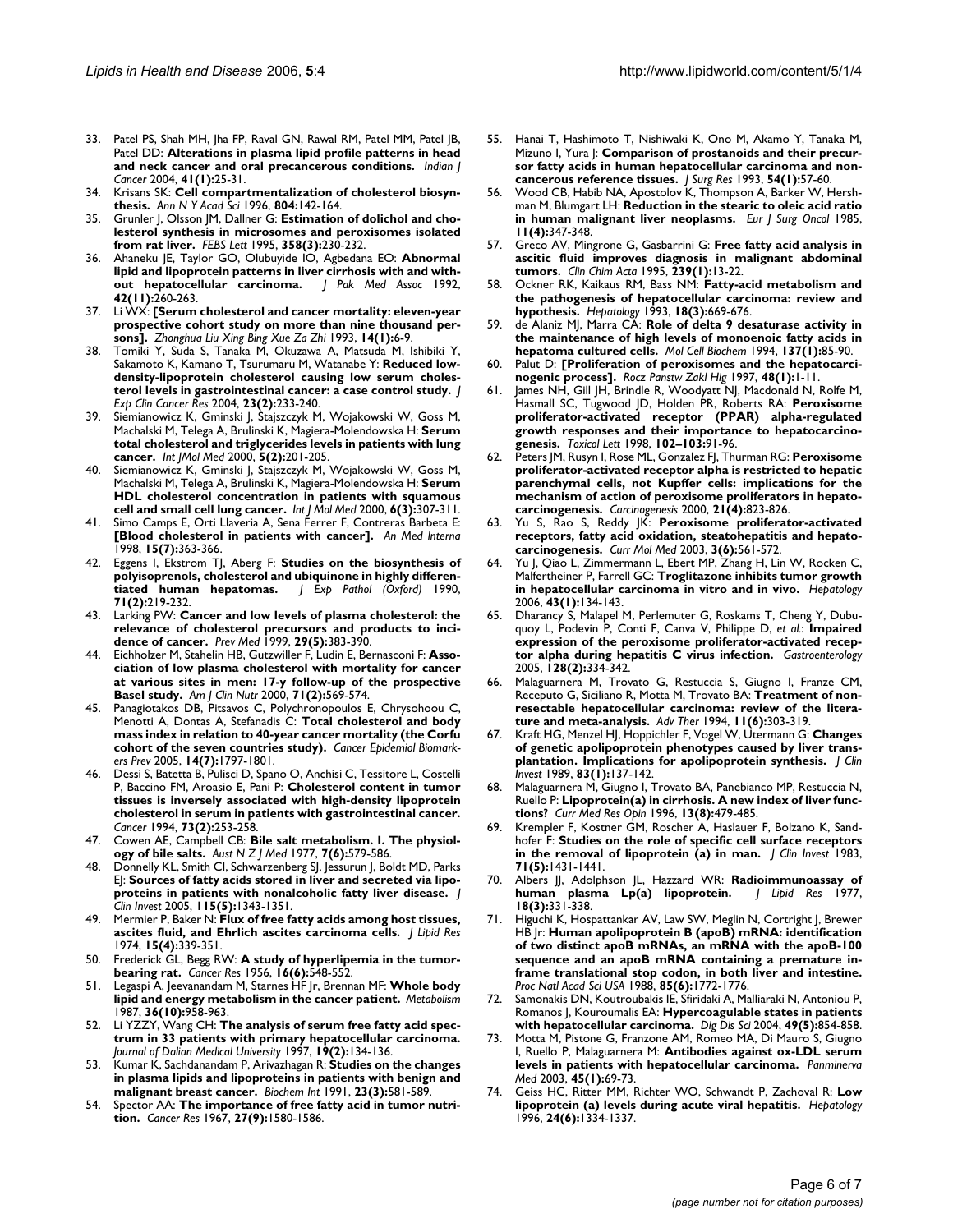33. Patel PS, Shah MH, Jha FP, Raval GN, Rawal RM, Patel MM, Patel JB, Patel DD: **Alterations in plasma lipid profile patterns in head and neck cancer and oral precancerous conditions.** *Indian J Cancer* 2004, **41(1):**25-31.
34. Krisans SK: **Cell compartmentalization of cholesterol biosynthesis.** *Ann N Y Acad Sci* 1996, **804:**142-164.
35. Grunler J, Olsson JM, Dallner G: **Estimation of dolichol and cholesterol synthesis in microsomes and peroxisomes isolated from rat liver.** *FEBS Lett* 1995, **358(3):**230-232.
36. Ahaneku JE, Taylor GO, Olubuyide IO, Agbedana EO: **Abnormal lipid and lipoprotein patterns in liver cirrhosis with and without hepatocellular carcinoma.** *J Pak Med Assoc* 1992, **42(11):**260-263.
37. Li WX: **[Serum cholesterol and cancer mortality: eleven-year prospective cohort study on more than nine thousand persons].** *Zhonghua Liu Xing Bing Xue Za Zhi* 1993, **14(1):**6-9.
38. Tomiki Y, Suda S, Tanaka M, Okuzawa A, Matsuda M, Ishibiki Y, Sakamoto K, Kamano T, Tsurumaru M, Watanabe Y: **Reduced low-density-lipoprotein cholesterol causing low serum cholesterol levels in gastrointestinal cancer: a case control study.** *J Exp Clin Cancer Res* 2004, **23(2):**233-240.
39. Siemianowicz K, Gminski J, Stajszczyk M, Wojakowski W, Goss M, Machalski M, Telega A, Brulinski K, Magiera-Molendowska H: **Serum total cholesterol and triglycerides levels in patients with lung cancer.** *Int JMol Med* 2000, **5(2):**201-205.
40. Siemianowicz K, Gminski J, Stajszczyk M, Wojakowski W, Goss M, Machalski M, Telega A, Brulinski K, Magiera-Molendowska H: **Serum HDL cholesterol concentration in patients with squamous cell and small cell lung cancer.** *Int J Mol Med* 2000, **6(3):**307-311.
41. Simo Camps E, Orti Llaveria A, Sena Ferrer F, Contreras Barbeta E: **[Blood cholesterol in patients with cancer].** *An Med Interna* 1998, **15(7):**363-366.
42. Eggens I, Ekstrom TJ, Aberg F: **Studies on the biosynthesis of polyisoprenols, cholesterol and ubiquinone in highly differentiated human hepatomas.** *J Exp Pathol (Oxford)* 1990, **71(2):**219-232.
43. Larking PW: **Cancer and low levels of plasma cholesterol: the relevance of cholesterol precursors and products to incidence of cancer.** *Prev Med* 1999, **29(5):**383-390.
44. Eichholzer M, Stahelin HB, Gutzwiller F, Ludin E, Bernasconi F: **Association of low plasma cholesterol with mortality for cancer at various sites in men: 17-y follow-up of the prospective Basel study.** *Am J Clin Nutr* 2000, **71(2):**569-574.
45. Panagiotakos DB, Pitsavos C, Polychronopoulos E, Chrysohoou C, Menotti A, Dontas A, Stefanadis C: **Total cholesterol and body mass index in relation to 40-year cancer mortality (the Corfu cohort of the seven countries study).** *Cancer Epidemiol Biomarkers Prev* 2005, **14(7):**1797-1801.
46. Dessi S, Batetta B, Pulisci D, Spano O, Anchisi C, Tessitore L, Costelli P, Baccino FM, Aroasio E, Pani P: **Cholesterol content in tumor tissues is inversely associated with high-density lipoprotein cholesterol in serum in patients with gastrointestinal cancer.** *Cancer* 1994, **73(2):**253-258.
47. Cowen AE, Campbell CB: **Bile salt metabolism. I. The physiology of bile salts.** *Aust N Z J Med* 1977, **7(6):**579-586.
48. Donnelly KL, Smith CI, Schwarzenberg SJ, Jessurun J, Boldt MD, Parks EJ: **Sources of fatty acids stored in liver and secreted via lipoproteins in patients with nonalcoholic fatty liver disease.** *J Clin Invest* 2005, **115(5):**1343-1351.
49. Mermier P, Baker N: **Flux of free fatty acids among host tissues, ascites fluid, and Ehrlich ascites carcinoma cells.** *J Lipid Res* 1974, **15(4):**339-351.
50. Frederick GL, Begg RW: **A study of hyperlipemia in the tumor-bearing rat.** *Cancer Res* 1956, **16(6):**548-552.
51. Legaspi A, Jeevanandam M, Starnes HF Jr, Brennan MF: **Whole body lipid and energy metabolism in the cancer patient.** *Metabolism* 1987, **36(10):**958-963.
52. Li YZZY, Wang CH: **The analysis of serum free fatty acid spectrum in 33 patients with primary hepatocellular carcinoma.** *Journal of Dalian Medical University* 1997, **19(2):**134-136.
53. Kumar K, Sachdanandam P, Arivazhagan R: **Studies on the changes in plasma lipids and lipoproteins in patients with benign and malignant breast cancer.** *Biochem Int* 1991, **23(3):**581-589.
54. Spector AA: **The importance of free fatty acid in tumor nutrition.** *Cancer Res* 1967, **27(9):**1580-1586.
55. Hanai T, Hashimoto T, Nishiwaki K, Ono M, Akamo Y, Tanaka M, Mizuno I, Yura J: **Comparison of prostanoids and their precursor fatty acids in human hepatocellular carcinoma and noncancerous reference tissues.** *J Surg Res* 1993, **54(1):**57-60.
56. Wood CB, Habib NA, Apostolov K, Thompson A, Barker W, Hershman M, Blumgart LH: **Reduction in the stearic to oleic acid ratio in human malignant liver neoplasms.** *Eur J Surg Oncol* 1985, **11(4):**347-348.
57. Greco AV, Mingrone G, Gasbarrini G: **Free fatty acid analysis in ascitic fluid improves diagnosis in malignant abdominal tumors.** *Clin Chim Acta* 1995, **239(1):**13-22.
58. Ockner RK, Kaikaus RM, Bass NM: **Fatty-acid metabolism and the pathogenesis of hepatocellular carcinoma: review and hypothesis.** *Hepatology* 1993, **18(3):**669-676.
59. de Alaniz MJ, Marra CA: **Role of delta 9 desaturase activity in the maintenance of high levels of monoenoic fatty acids in hepatoma cultured cells.** *Mol Cell Biochem* 1994, **137(1):**85-90.
60. Palut D: **[Proliferation of peroxisomes and the hepatocarcinogenic process].** *Rocz Panstw Zakl Hig* 1997, **48(1):**1-11.
61. James NH, Gill JH, Brindle R, Woodyatt NJ, Macdonald N, Rolfe M, Hasmall SC, Tugwood JD, Holden PR, Roberts RA: **Peroxisome proliferator-activated receptor (PPAR) alpha-regulated growth responses and their importance to hepatocarcinogenesis.** *Toxicol Lett* 1998, **102–103:**91-96.
62. Peters JM, Rusyn I, Rose ML, Gonzalez FJ, Thurman RG: **Peroxisome proliferator-activated receptor alpha is restricted to hepatic parenchymal cells, not Kupffer cells: implications for the mechanism of action of peroxisome proliferators in hepatocarcinogenesis.** *Carcinogenesis* 2000, **21(4):**823-826.
63. Yu S, Rao S, Reddy JK: **Peroxisome proliferator-activated receptors, fatty acid oxidation, steatohepatitis and hepatocarcinogenesis.** *Curr Mol Med* 2003, **3(6):**561-572.
64. Yu J, Qiao L, Zimmermann L, Ebert MP, Zhang H, Lin W, Rocken C, Malfertheiner P, Farrell GC: **Troglitazone inhibits tumor growth in hepatocellular carcinoma in vitro and in vivo.** *Hepatology* 2006, **43(1):**134-143.
65. Dharancy S, Malapel M, Perlemuter G, Roskams T, Cheng Y, Dubuquoy L, Podevin P, Conti F, Canva V, Philippe D, *et al.*: **Impaired expression of the peroxisome proliferator-activated receptor alpha during hepatitis C virus infection.** *Gastroenterology* 2005, **128(2):**334-342.
66. Malaguarnera M, Trovato G, Restuccia S, Giugno I, Franze CM, Receputo G, Siciliano R, Motta M, Trovato BA: **Treatment of nonresectable hepatocellular carcinoma: review of the literature and meta-analysis.** *Adv Ther* 1994, **11(6):**303-319.
67. Kraft HG, Menzel HJ, Hoppichler F, Vogel W, Utermann G: **Changes of genetic apolipoprotein phenotypes caused by liver transplantation. Implications for apolipoprotein synthesis.** *J Clin Invest* 1989, **83(1):**137-142.
68. Malaguarnera M, Giugno I, Trovato BA, Panebianco MP, Restuccia N, Ruello P: **Lipoprotein(a) in cirrhosis. A new index of liver functions?** *Curr Med Res Opin* 1996, **13(8):**479-485.
69. Krempler F, Kostner GM, Roscher A, Haslauer F, Bolzano K, Sandhofer F: **Studies on the role of specific cell surface receptors in the removal of lipoprotein (a) in man.** *J Clin Invest* 1983, **71(5):**1431-1441.
70. Albers JJ, Adolphson JL, Hazzard WR: **Radioimmunoassay of human plasma Lp(a) lipoprotein.** *J Lipid Res* 1977, **18(3):**331-338.
71. Higuchi K, Hospattankar AV, Law SW, Meglin N, Cortright J, Brewer HB Jr: **Human apolipoprotein B (apoB) mRNA: identification of two distinct apoB mRNAs, an mRNA with the apoB-100 sequence and an apoB mRNA containing a premature in-frame translational stop codon, in both liver and intestine.** *Proc Natl Acad Sci USA* 1988, **85(6):**1772-1776.
72. Samonakis DN, Koutroubakis IE, Sfiridaki A, Malliaraki N, Antoniou P, Romanos J, Kouroumalis EA: **Hypercoagulable states in patients with hepatocellular carcinoma.** *Dig Dis Sci* 2004, **49(5):**854-858.
73. Motta M, Pistone G, Franzone AM, Romeo MA, Di Mauro S, Giugno I, Ruello P, Malaguarnera M: **Antibodies against ox-LDL serum levels in patients with hepatocellular carcinoma.** *Panminerva Med* 2003, **45(1):**69-73.
74. Geiss HC, Ritter MM, Richter WO, Schwandt P, Zachoval R: **Low lipoprotein (a) levels during acute viral hepatitis.** *Hepatology* 1996, **24(6):**1334-1337.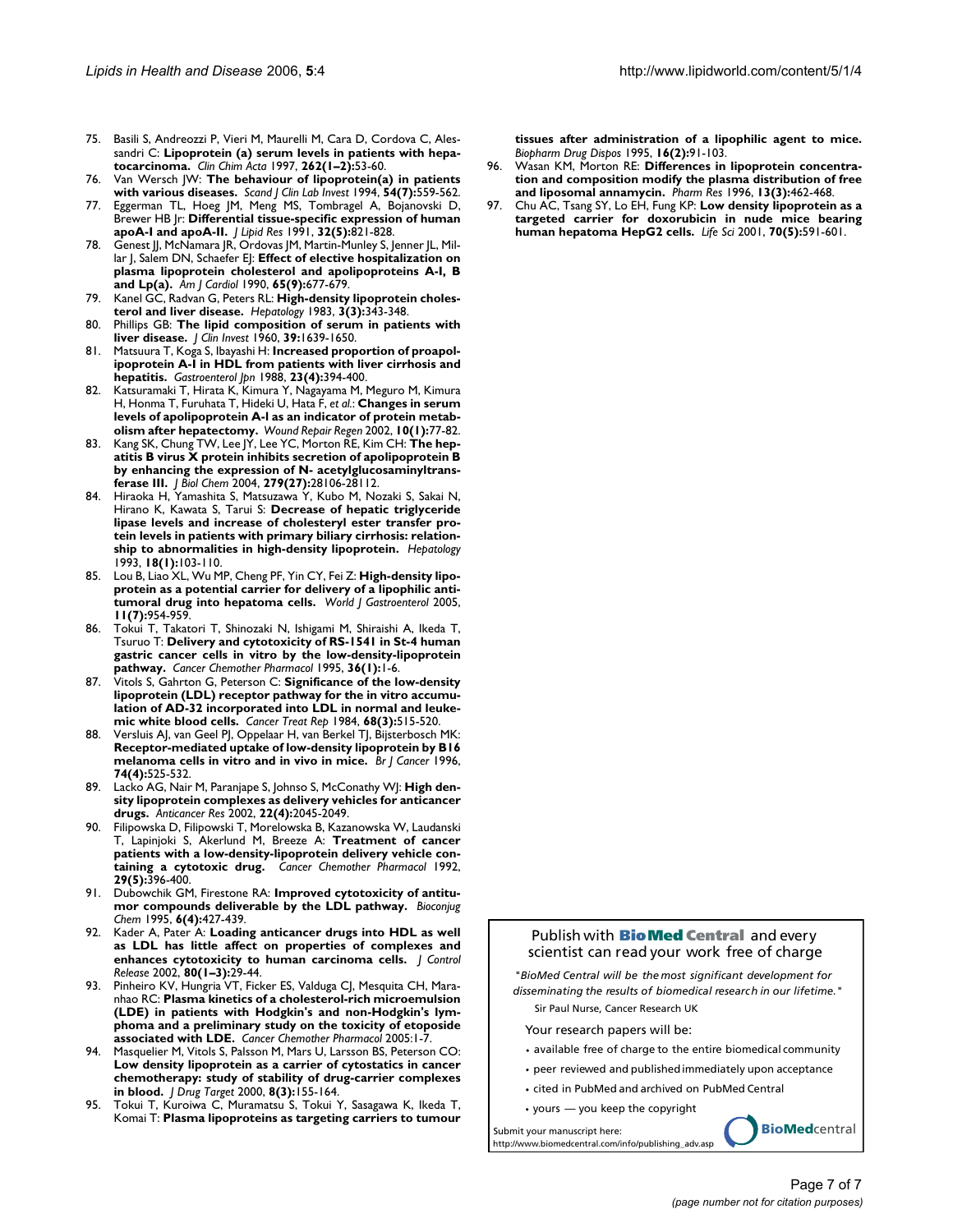75. Basili S, Andreozzi P, Vieri M, Maurelli M, Cara D, Cordova C, Alessandri C: **Lipoprotein (a) serum levels in patients with hepatocarcinoma.** *Clin Chim Acta* 1997, **262(1–2):**53-60.
76. Van Wersch JW: **The behaviour of lipoprotein(a) in patients with various diseases.** *Scand J Clin Lab Invest* 1994, **54(7):**559-562.
77. Eggerman TL, Hoeg JM, Meng MS, Tombragel A, Bojanovski D, Brewer HB Jr: **Differential tissue-specific expression of human apoA-I and apoA-II.** *J Lipid Res* 1991, **32(5):**821-828.
78. Genest JJ, McNamara JR, Ordovas JM, Martin-Munley S, Jenner JL, Millar J, Salem DN, Schaefer EJ: **Effect of elective hospitalization on plasma lipoprotein cholesterol and apolipoproteins A-I, B and Lp(a).** *Am J Cardiol* 1990, **65(9):**677-679.
79. Kanel GC, Radvan G, Peters RL: **High-density lipoprotein cholesterol and liver disease.** *Hepatology* 1983, **3(3):**343-348.
80. Phillips GB: **The lipid composition of serum in patients with liver disease.** *J Clin Invest* 1960, **39:**1639-1650.
81. Matsuura T, Koga S, Ibayashi H: **Increased proportion of proapolipoprotein A-I in HDL from patients with liver cirrhosis and hepatitis.** *Gastroenterol Jpn* 1988, **23(4):**394-400.
82. Katsuramaki T, Hirata K, Kimura Y, Nagayama M, Meguro M, Kimura H, Honma T, Furuhata T, Hideki U, Hata F, *et al.*: **Changes in serum levels of apolipoprotein A-I as an indicator of protein metabolism after hepatectomy.** *Wound Repair Regen* 2002, **10(1):**77-82.
83. Kang SK, Chung TW, Lee JY, Lee YC, Morton RE, Kim CH: **The hepatitis B virus X protein inhibits secretion of apolipoprotein B by enhancing the expression of N- acetylglucosaminyltransferase III.** *J Biol Chem* 2004, **279(27):**28106-28112.
84. Hiraoka H, Yamashita S, Matsuzawa Y, Kubo M, Nozaki S, Sakai N, Hirano K, Kawata S, Tarui S: **Decrease of hepatic triglyceride lipase levels and increase of cholesteryl ester transfer protein levels in patients with primary biliary cirrhosis: relationship to abnormalities in high-density lipoprotein.** *Hepatology* 1993, **18(1):**103-110.
85. Lou B, Liao XL, Wu MP, Cheng PF, Yin CY, Fei Z: **High-density lipoprotein as a potential carrier for delivery of a lipophilic antitumoral drug into hepatoma cells.** *World J Gastroenterol* 2005, **11(7):**954-959.
86. Tokui T, Takatori T, Shinozaki N, Ishigami M, Shiraishi A, Ikeda T, Tsuruo T: **Delivery and cytotoxicity of RS-1541 in St-4 human gastric cancer cells in vitro by the low-density-lipoprotein pathway.** *Cancer Chemother Pharmacol* 1995, **36(1):**1-6.
87. Vitols S, Gahrton G, Peterson C: **Significance of the low-density lipoprotein (LDL) receptor pathway for the in vitro accumulation of AD-32 incorporated into LDL in normal and leukemic white blood cells.** *Cancer Treat Rep* 1984, **68(3):**515-520.
88. Versluis AJ, van Geel PJ, Oppelaar H, van Berkel TJ, Bijsterbosch MK: **Receptor-mediated uptake of low-density lipoprotein by B16 melanoma cells in vitro and in vivo in mice.** *Br J Cancer* 1996, **74(4):**525-532.
89. Lacko AG, Nair M, Paranjape S, Johnso S, McConathy WJ: **High density lipoprotein complexes as delivery vehicles for anticancer drugs.** *Anticancer Res* 2002, **22(4):**2045-2049.
90. Filipowska D, Filipowski T, Morelowska B, Kazanowska W, Laudanski T, Lapinjoki S, Akerlund M, Breeze A: **Treatment of cancer patients with a low-density-lipoprotein delivery vehicle containing a cytotoxic drug.** *Cancer Chemother Pharmacol* 1992, **29(5):**396-400.
91. Dubowchik GM, Firestone RA: **Improved cytotoxicity of antitumor compounds deliverable by the LDL pathway.** *Bioconjug Chem* 1995, **6(4):**427-439.
92. Kader A, Pater A: **Loading anticancer drugs into HDL as well as LDL has little affect on properties of complexes and enhances cytotoxicity to human carcinoma cells.** *J Control Release* 2002, **80(1–3):**29-44.
93. Pinheiro KV, Hungria VT, Ficker ES, Valduga CJ, Mesquita CH, Maranhao RC: **Plasma kinetics of a cholesterol-rich microemulsion (LDE) in patients with Hodgkin's and non-Hodgkin's lymphoma and a preliminary study on the toxicity of etoposide associated with LDE.** *Cancer Chemother Pharmacol* 2005:1-7.
94. Masquelier M, Vitols S, Palsson M, Mars U, Larsson BS, Peterson CO: **Low density lipoprotein as a carrier of cytostatics in cancer chemotherapy: study of stability of drug-carrier complexes in blood.** *J Drug Target* 2000, **8(3):**155-164.
95. Tokui T, Kuroiwa C, Muramatsu S, Tokui Y, Sasagawa K, Ikeda T, Komai T: **Plasma lipoproteins as targeting carriers to tumour tissues after administration of a lipophilic agent to mice.** *Biopharm Drug Dispos* 1995, **16(2):**91-103.
96. Wasan KM, Morton RE: **Differences in lipoprotein concentration and composition modify the plasma distribution of free and liposomal annamycin.** *Pharm Res* 1996, **13(3):**462-468.
97. Chu AC, Tsang SY, Lo EH, Fung KP: **Low density lipoprotein as a targeted carrier for doxorubicin in nude mice bearing human hepatoma HepG2 cells.** *Life Sci* 2001, **70(5):**591-601.

Publish with **BioMed Central** and every scientist can read your work free of charge

*"BioMed Central will be the most significant development for disseminating the results of biomedical research in our lifetime."*
Sir Paul Nurse, Cancer Research UK

Your research papers will be:

- available free of charge to the entire biomedical community
- peer reviewed and published immediately upon acceptance
- cited in PubMed and archived on PubMed Central
- yours — you keep the copyright

Submit your manuscript here:
http://www.biomedcentral.com/info/publishing_adv.asp

BioMedcentral